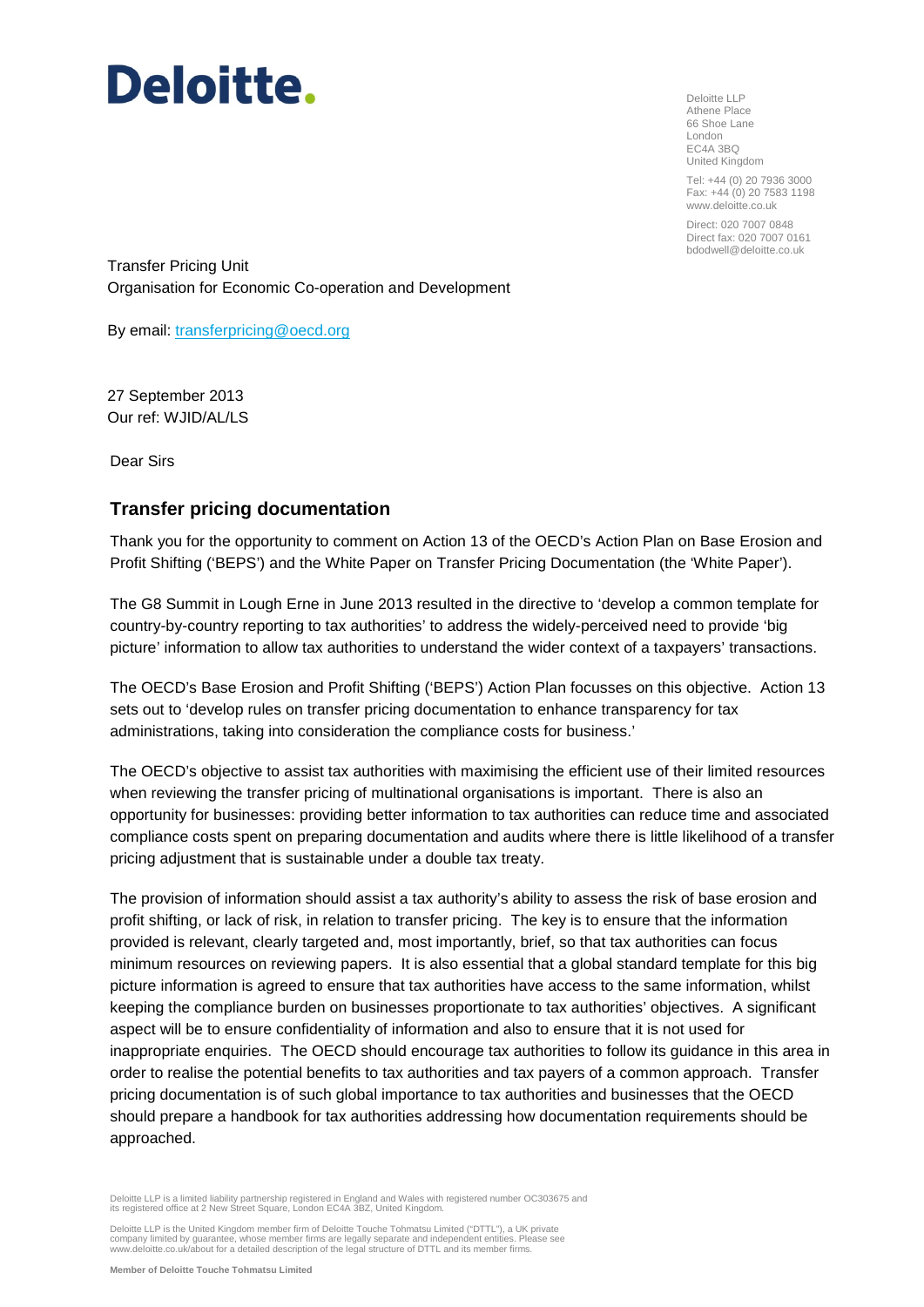# Deloitte.

Deloitte LLP
Athene Place
66 Shoe Lane
London
EC4A 3BQ
United Kingdom

Tel: +44 (0) 20 7936 3000
Fax: +44 (0) 20 7583 1198
www.deloitte.co.uk

Direct: 020 7007 0848
Direct fax: 020 7007 0161
bdodwell@deloitte.co.uk

Transfer Pricing Unit
Organisation for Economic Co-operation and Development

By email: transferpricing@oecd.org

27 September 2013
Our ref: WJID/AL/LS

Dear Sirs

## Transfer pricing documentation

Thank you for the opportunity to comment on Action 13 of the OECD's Action Plan on Base Erosion and Profit Shifting ('BEPS') and the White Paper on Transfer Pricing Documentation (the 'White Paper').

The G8 Summit in Lough Erne in June 2013 resulted in the directive to 'develop a common template for country-by-country reporting to tax authorities' to address the widely-perceived need to provide 'big picture' information to allow tax authorities to understand the wider context of a taxpayers' transactions.

The OECD's Base Erosion and Profit Shifting ('BEPS') Action Plan focusses on this objective. Action 13 sets out to 'develop rules on transfer pricing documentation to enhance transparency for tax administrations, taking into consideration the compliance costs for business.'

The OECD's objective to assist tax authorities with maximising the efficient use of their limited resources when reviewing the transfer pricing of multinational organisations is important. There is also an opportunity for businesses: providing better information to tax authorities can reduce time and associated compliance costs spent on preparing documentation and audits where there is little likelihood of a transfer pricing adjustment that is sustainable under a double tax treaty.

The provision of information should assist a tax authority's ability to assess the risk of base erosion and profit shifting, or lack of risk, in relation to transfer pricing. The key is to ensure that the information provided is relevant, clearly targeted and, most importantly, brief, so that tax authorities can focus minimum resources on reviewing papers. It is also essential that a global standard template for this big picture information is agreed to ensure that tax authorities have access to the same information, whilst keeping the compliance burden on businesses proportionate to tax authorities' objectives. A significant aspect will be to ensure confidentiality of information and also to ensure that it is not used for inappropriate enquiries. The OECD should encourage tax authorities to follow its guidance in this area in order to realise the potential benefits to tax authorities and tax payers of a common approach. Transfer pricing documentation is of such global importance to tax authorities and businesses that the OECD should prepare a handbook for tax authorities addressing how documentation requirements should be approached.

Deloitte LLP is a limited liability partnership registered in England and Wales with registered number OC303675 and its registered office at 2 New Street Square, London EC4A 3BZ, United Kingdom.

Deloitte LLP is the United Kingdom member firm of Deloitte Touche Tohmatsu Limited ("DTTL"), a UK private company limited by guarantee, whose member firms are legally separate and independent entities. Please see www.deloitte.co.uk/about for a detailed description of the legal structure of DTTL and its member firms.

**Member of Deloitte Touche Tohmatsu Limited**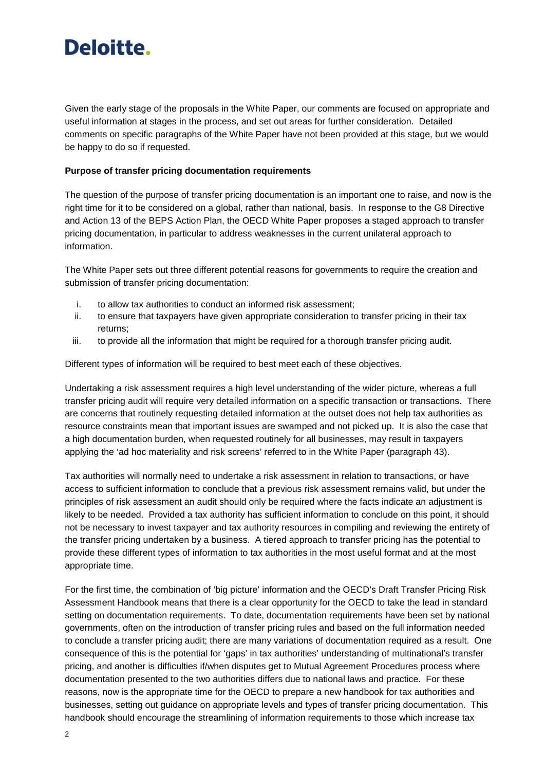Given the early stage of the proposals in the White Paper, our comments are focused on appropriate and useful information at stages in the process, and set out areas for further consideration. Detailed comments on specific paragraphs of the White Paper have not been provided at this stage, but we would be happy to do so if requested.

**Purpose of transfer pricing documentation requirements**

The question of the purpose of transfer pricing documentation is an important one to raise, and now is the right time for it to be considered on a global, rather than national, basis. In response to the G8 Directive and Action 13 of the BEPS Action Plan, the OECD White Paper proposes a staged approach to transfer pricing documentation, in particular to address weaknesses in the current unilateral approach to information.

The White Paper sets out three different potential reasons for governments to require the creation and submission of transfer pricing documentation:

i. to allow tax authorities to conduct an informed risk assessment;
ii. to ensure that taxpayers have given appropriate consideration to transfer pricing in their tax returns;
iii. to provide all the information that might be required for a thorough transfer pricing audit.

Different types of information will be required to best meet each of these objectives.

Undertaking a risk assessment requires a high level understanding of the wider picture, whereas a full transfer pricing audit will require very detailed information on a specific transaction or transactions. There are concerns that routinely requesting detailed information at the outset does not help tax authorities as resource constraints mean that important issues are swamped and not picked up. It is also the case that a high documentation burden, when requested routinely for all businesses, may result in taxpayers applying the 'ad hoc materiality and risk screens' referred to in the White Paper (paragraph 43).

Tax authorities will normally need to undertake a risk assessment in relation to transactions, or have access to sufficient information to conclude that a previous risk assessment remains valid, but under the principles of risk assessment an audit should only be required where the facts indicate an adjustment is likely to be needed. Provided a tax authority has sufficient information to conclude on this point, it should not be necessary to invest taxpayer and tax authority resources in compiling and reviewing the entirety of the transfer pricing undertaken by a business. A tiered approach to transfer pricing has the potential to provide these different types of information to tax authorities in the most useful format and at the most appropriate time.

For the first time, the combination of 'big picture' information and the OECD's Draft Transfer Pricing Risk Assessment Handbook means that there is a clear opportunity for the OECD to take the lead in standard setting on documentation requirements. To date, documentation requirements have been set by national governments, often on the introduction of transfer pricing rules and based on the full information needed to conclude a transfer pricing audit; there are many variations of documentation required as a result. One consequence of this is the potential for 'gaps' in tax authorities' understanding of multinational's transfer pricing, and another is difficulties if/when disputes get to Mutual Agreement Procedures process where documentation presented to the two authorities differs due to national laws and practice. For these reasons, now is the appropriate time for the OECD to prepare a new handbook for tax authorities and businesses, setting out guidance on appropriate levels and types of transfer pricing documentation. This handbook should encourage the streamlining of information requirements to those which increase tax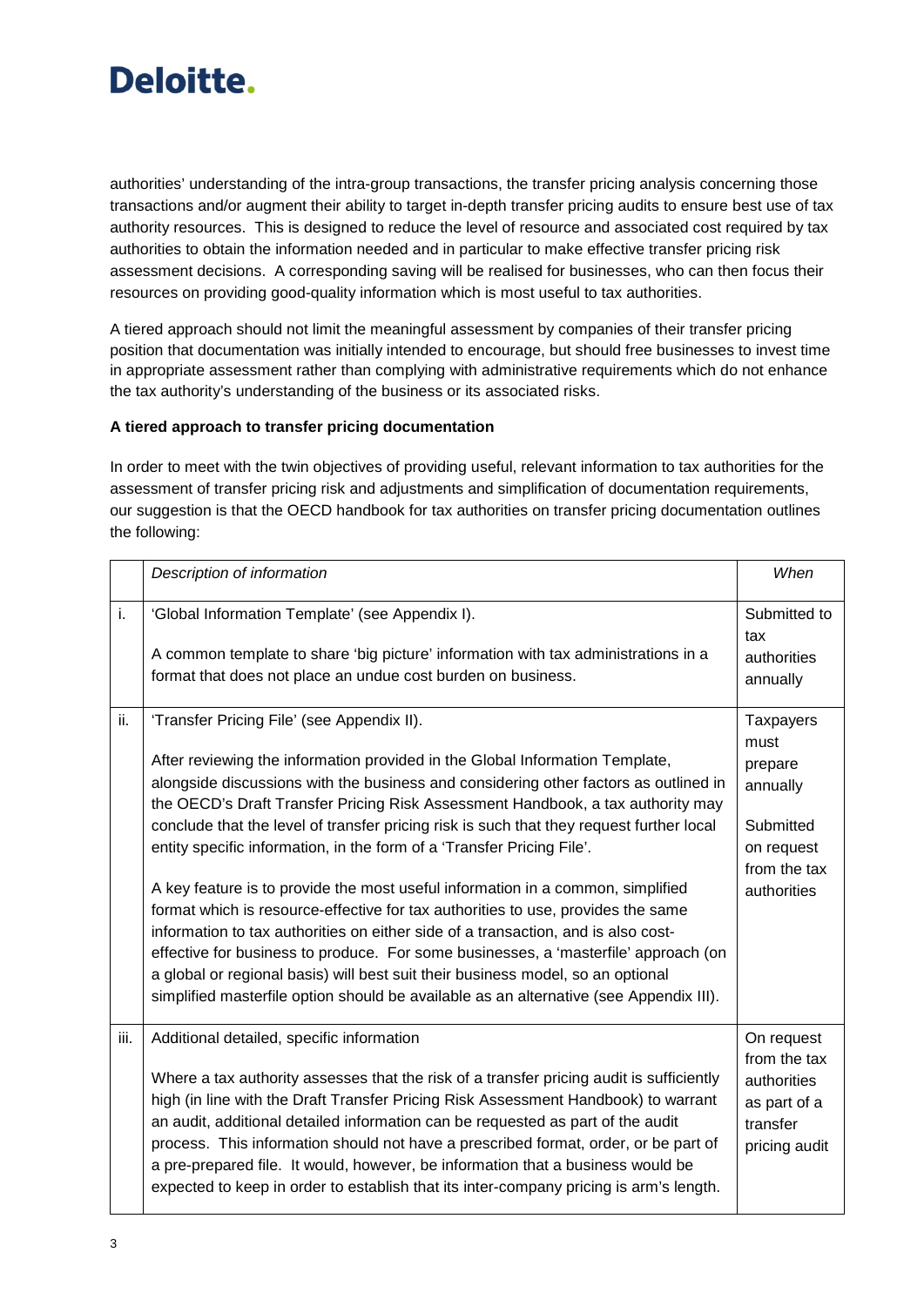authorities' understanding of the intra-group transactions, the transfer pricing analysis concerning those transactions and/or augment their ability to target in-depth transfer pricing audits to ensure best use of tax authority resources. This is designed to reduce the level of resource and associated cost required by tax authorities to obtain the information needed and in particular to make effective transfer pricing risk assessment decisions. A corresponding saving will be realised for businesses, who can then focus their resources on providing good-quality information which is most useful to tax authorities.

A tiered approach should not limit the meaningful assessment by companies of their transfer pricing position that documentation was initially intended to encourage, but should free businesses to invest time in appropriate assessment rather than complying with administrative requirements which do not enhance the tax authority's understanding of the business or its associated risks.

**A tiered approach to transfer pricing documentation**

In order to meet with the twin objectives of providing useful, relevant information to tax authorities for the assessment of transfer pricing risk and adjustments and simplification of documentation requirements, our suggestion is that the OECD handbook for tax authorities on transfer pricing documentation outlines the following:

| | *Description of information* | *When* |
|---|---|---|
| i. | 'Global Information Template' (see Appendix I).<br><br>A common template to share 'big picture' information with tax administrations in a format that does not place an undue cost burden on business. | Submitted to tax authorities annually |
| ii. | 'Transfer Pricing File' (see Appendix II).<br><br>After reviewing the information provided in the Global Information Template, alongside discussions with the business and considering other factors as outlined in the OECD's Draft Transfer Pricing Risk Assessment Handbook, a tax authority may conclude that the level of transfer pricing risk is such that they request further local entity specific information, in the form of a 'Transfer Pricing File'.<br><br>A key feature is to provide the most useful information in a common, simplified format which is resource-effective for tax authorities to use, provides the same information to tax authorities on either side of a transaction, and is also cost-effective for business to produce. For some businesses, a 'masterfile' approach (on a global or regional basis) will best suit their business model, so an optional simplified masterfile option should be available as an alternative (see Appendix III). | Taxpayers must prepare annually<br><br>Submitted on request from the tax authorities |
| iii. | Additional detailed, specific information<br><br>Where a tax authority assesses that the risk of a transfer pricing audit is sufficiently high (in line with the Draft Transfer Pricing Risk Assessment Handbook) to warrant an audit, additional detailed information can be requested as part of the audit process. This information should not have a prescribed format, order, or be part of a pre-prepared file. It would, however, be information that a business would be expected to keep in order to establish that its inter-company pricing is arm's length. | On request from the tax authorities as part of a transfer pricing audit |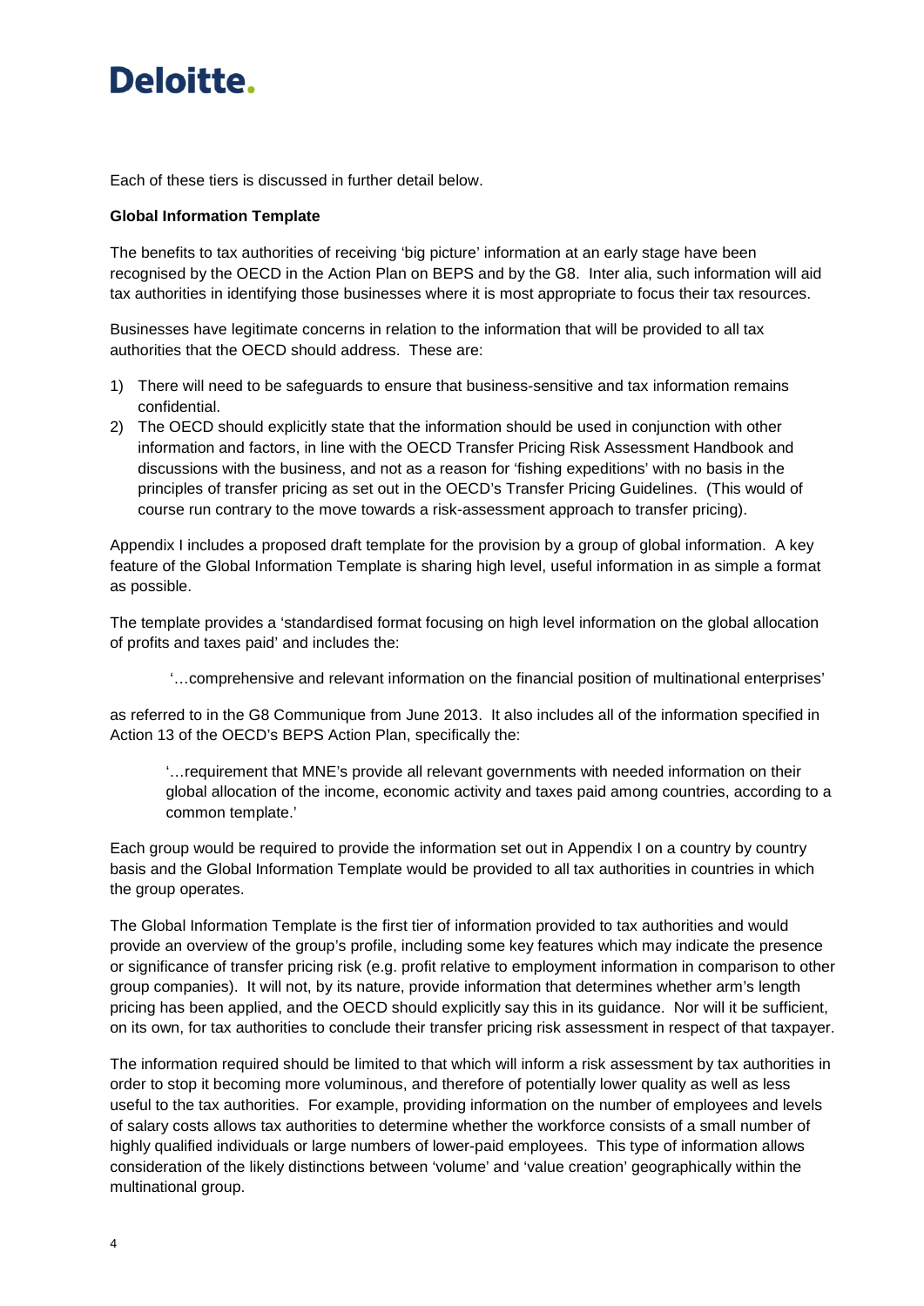Each of these tiers is discussed in further detail below.

**Global Information Template**

The benefits to tax authorities of receiving 'big picture' information at an early stage have been recognised by the OECD in the Action Plan on BEPS and by the G8. Inter alia, such information will aid tax authorities in identifying those businesses where it is most appropriate to focus their tax resources.

Businesses have legitimate concerns in relation to the information that will be provided to all tax authorities that the OECD should address. These are:

1) There will need to be safeguards to ensure that business-sensitive and tax information remains confidential.
2) The OECD should explicitly state that the information should be used in conjunction with other information and factors, in line with the OECD Transfer Pricing Risk Assessment Handbook and discussions with the business, and not as a reason for 'fishing expeditions' with no basis in the principles of transfer pricing as set out in the OECD's Transfer Pricing Guidelines. (This would of course run contrary to the move towards a risk-assessment approach to transfer pricing).

Appendix I includes a proposed draft template for the provision by a group of global information. A key feature of the Global Information Template is sharing high level, useful information in as simple a format as possible.

The template provides a 'standardised format focusing on high level information on the global allocation of profits and taxes paid' and includes the:

> '…comprehensive and relevant information on the financial position of multinational enterprises'

as referred to in the G8 Communique from June 2013. It also includes all of the information specified in Action 13 of the OECD's BEPS Action Plan, specifically the:

> '…requirement that MNE's provide all relevant governments with needed information on their global allocation of the income, economic activity and taxes paid among countries, according to a common template.'

Each group would be required to provide the information set out in Appendix I on a country by country basis and the Global Information Template would be provided to all tax authorities in countries in which the group operates.

The Global Information Template is the first tier of information provided to tax authorities and would provide an overview of the group's profile, including some key features which may indicate the presence or significance of transfer pricing risk (e.g. profit relative to employment information in comparison to other group companies). It will not, by its nature, provide information that determines whether arm's length pricing has been applied, and the OECD should explicitly say this in its guidance. Nor will it be sufficient, on its own, for tax authorities to conclude their transfer pricing risk assessment in respect of that taxpayer.

The information required should be limited to that which will inform a risk assessment by tax authorities in order to stop it becoming more voluminous, and therefore of potentially lower quality as well as less useful to the tax authorities. For example, providing information on the number of employees and levels of salary costs allows tax authorities to determine whether the workforce consists of a small number of highly qualified individuals or large numbers of lower-paid employees. This type of information allows consideration of the likely distinctions between 'volume' and 'value creation' geographically within the multinational group.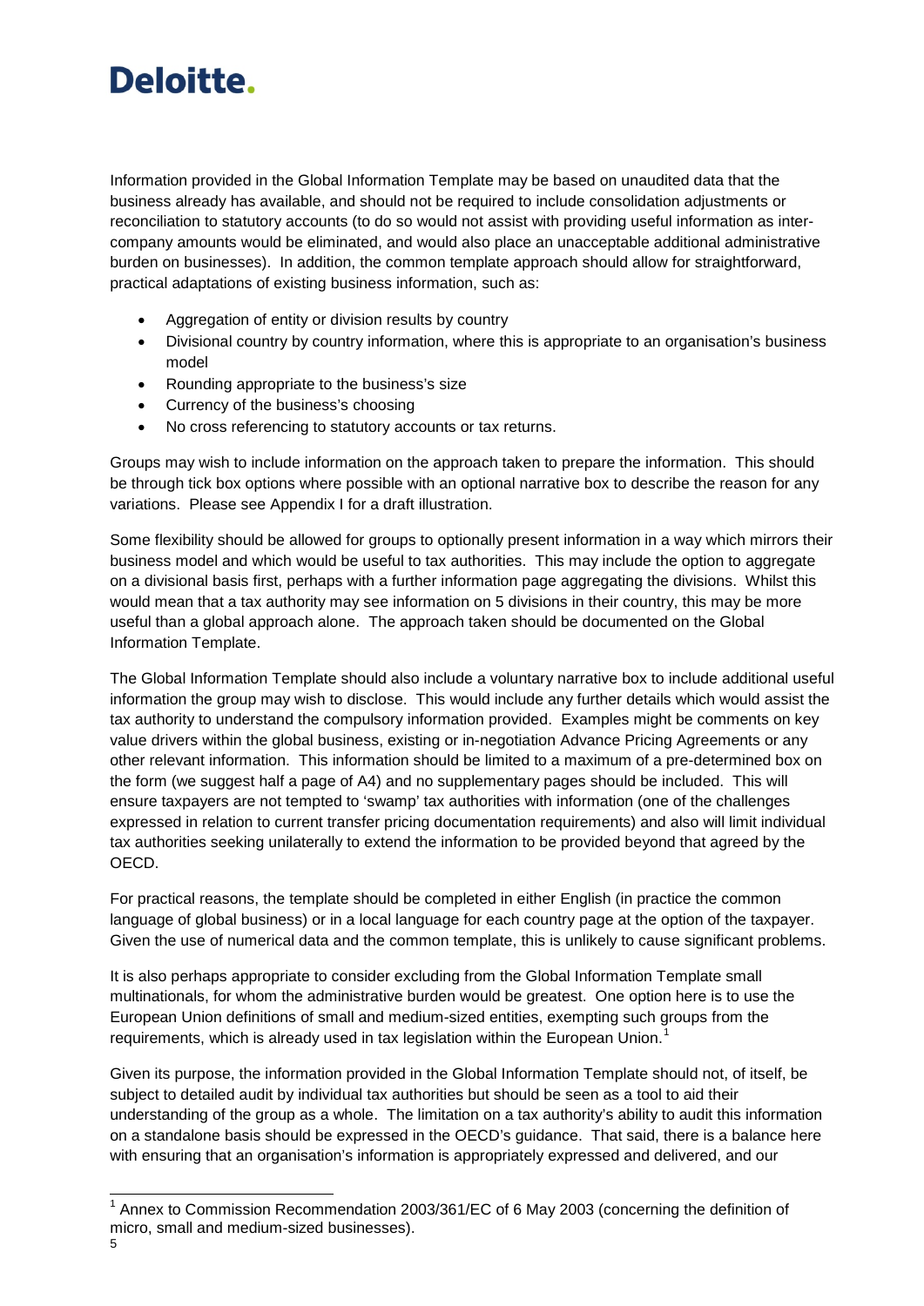Information provided in the Global Information Template may be based on unaudited data that the business already has available, and should not be required to include consolidation adjustments or reconciliation to statutory accounts (to do so would not assist with providing useful information as inter-company amounts would be eliminated, and would also place an unacceptable additional administrative burden on businesses). In addition, the common template approach should allow for straightforward, practical adaptations of existing business information, such as:

- Aggregation of entity or division results by country
- Divisional country by country information, where this is appropriate to an organisation's business model
- Rounding appropriate to the business's size
- Currency of the business's choosing
- No cross referencing to statutory accounts or tax returns.

Groups may wish to include information on the approach taken to prepare the information. This should be through tick box options where possible with an optional narrative box to describe the reason for any variations. Please see Appendix I for a draft illustration.

Some flexibility should be allowed for groups to optionally present information in a way which mirrors their business model and which would be useful to tax authorities. This may include the option to aggregate on a divisional basis first, perhaps with a further information page aggregating the divisions. Whilst this would mean that a tax authority may see information on 5 divisions in their country, this may be more useful than a global approach alone. The approach taken should be documented on the Global Information Template.

The Global Information Template should also include a voluntary narrative box to include additional useful information the group may wish to disclose. This would include any further details which would assist the tax authority to understand the compulsory information provided. Examples might be comments on key value drivers within the global business, existing or in-negotiation Advance Pricing Agreements or any other relevant information. This information should be limited to a maximum of a pre-determined box on the form (we suggest half a page of A4) and no supplementary pages should be included. This will ensure taxpayers are not tempted to 'swamp' tax authorities with information (one of the challenges expressed in relation to current transfer pricing documentation requirements) and also will limit individual tax authorities seeking unilaterally to extend the information to be provided beyond that agreed by the OECD.

For practical reasons, the template should be completed in either English (in practice the common language of global business) or in a local language for each country page at the option of the taxpayer. Given the use of numerical data and the common template, this is unlikely to cause significant problems.

It is also perhaps appropriate to consider excluding from the Global Information Template small multinationals, for whom the administrative burden would be greatest. One option here is to use the European Union definitions of small and medium-sized entities, exempting such groups from the requirements, which is already used in tax legislation within the European Union.[1]

Given its purpose, the information provided in the Global Information Template should not, of itself, be subject to detailed audit by individual tax authorities but should be seen as a tool to aid their understanding of the group as a whole. The limitation on a tax authority's ability to audit this information on a standalone basis should be expressed in the OECD's guidance. That said, there is a balance here with ensuring that an organisation's information is appropriately expressed and delivered, and our

[1] Annex to Commission Recommendation 2003/361/EC of 6 May 2003 (concerning the definition of micro, small and medium-sized businesses).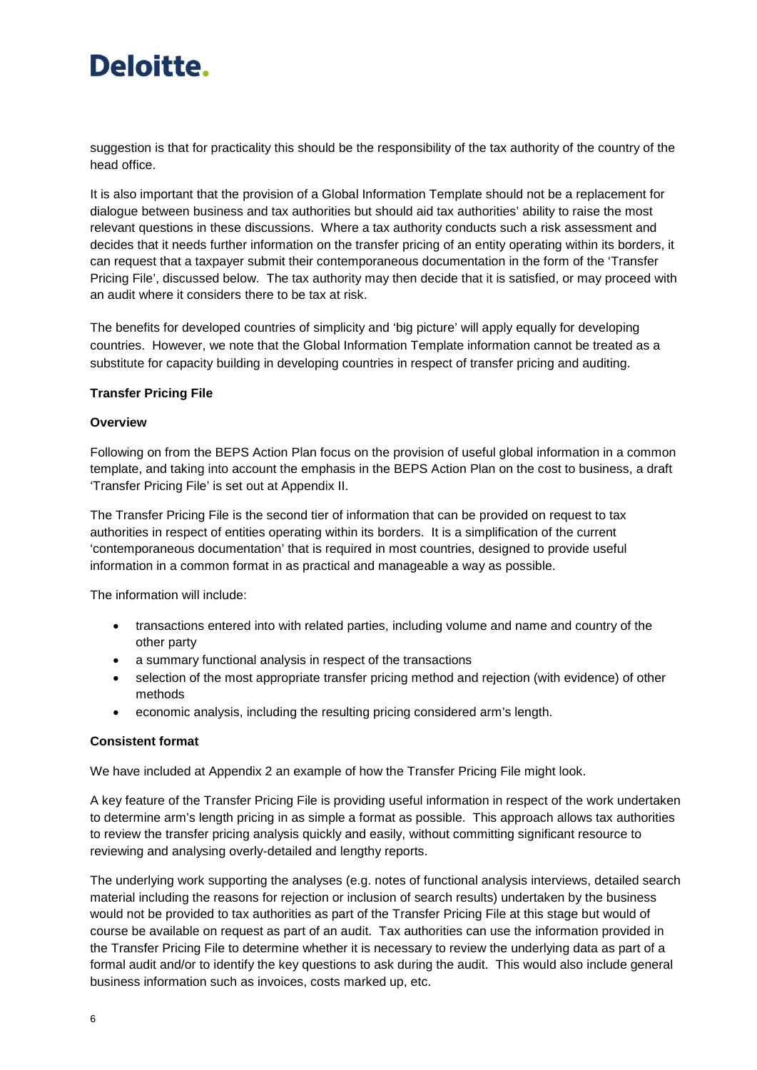suggestion is that for practicality this should be the responsibility of the tax authority of the country of the head office.

It is also important that the provision of a Global Information Template should not be a replacement for dialogue between business and tax authorities but should aid tax authorities' ability to raise the most relevant questions in these discussions. Where a tax authority conducts such a risk assessment and decides that it needs further information on the transfer pricing of an entity operating within its borders, it can request that a taxpayer submit their contemporaneous documentation in the form of the 'Transfer Pricing File', discussed below. The tax authority may then decide that it is satisfied, or may proceed with an audit where it considers there to be tax at risk.

The benefits for developed countries of simplicity and 'big picture' will apply equally for developing countries. However, we note that the Global Information Template information cannot be treated as a substitute for capacity building in developing countries in respect of transfer pricing and auditing.

**Transfer Pricing File**

**Overview**

Following on from the BEPS Action Plan focus on the provision of useful global information in a common template, and taking into account the emphasis in the BEPS Action Plan on the cost to business, a draft 'Transfer Pricing File' is set out at Appendix II.

The Transfer Pricing File is the second tier of information that can be provided on request to tax authorities in respect of entities operating within its borders. It is a simplification of the current 'contemporaneous documentation' that is required in most countries, designed to provide useful information in a common format in as practical and manageable a way as possible.

The information will include:

- transactions entered into with related parties, including volume and name and country of the other party
- a summary functional analysis in respect of the transactions
- selection of the most appropriate transfer pricing method and rejection (with evidence) of other methods
- economic analysis, including the resulting pricing considered arm's length.

**Consistent format**

We have included at Appendix 2 an example of how the Transfer Pricing File might look.

A key feature of the Transfer Pricing File is providing useful information in respect of the work undertaken to determine arm's length pricing in as simple a format as possible. This approach allows tax authorities to review the transfer pricing analysis quickly and easily, without committing significant resource to reviewing and analysing overly-detailed and lengthy reports.

The underlying work supporting the analyses (e.g. notes of functional analysis interviews, detailed search material including the reasons for rejection or inclusion of search results) undertaken by the business would not be provided to tax authorities as part of the Transfer Pricing File at this stage but would of course be available on request as part of an audit. Tax authorities can use the information provided in the Transfer Pricing File to determine whether it is necessary to review the underlying data as part of a formal audit and/or to identify the key questions to ask during the audit. This would also include general business information such as invoices, costs marked up, etc.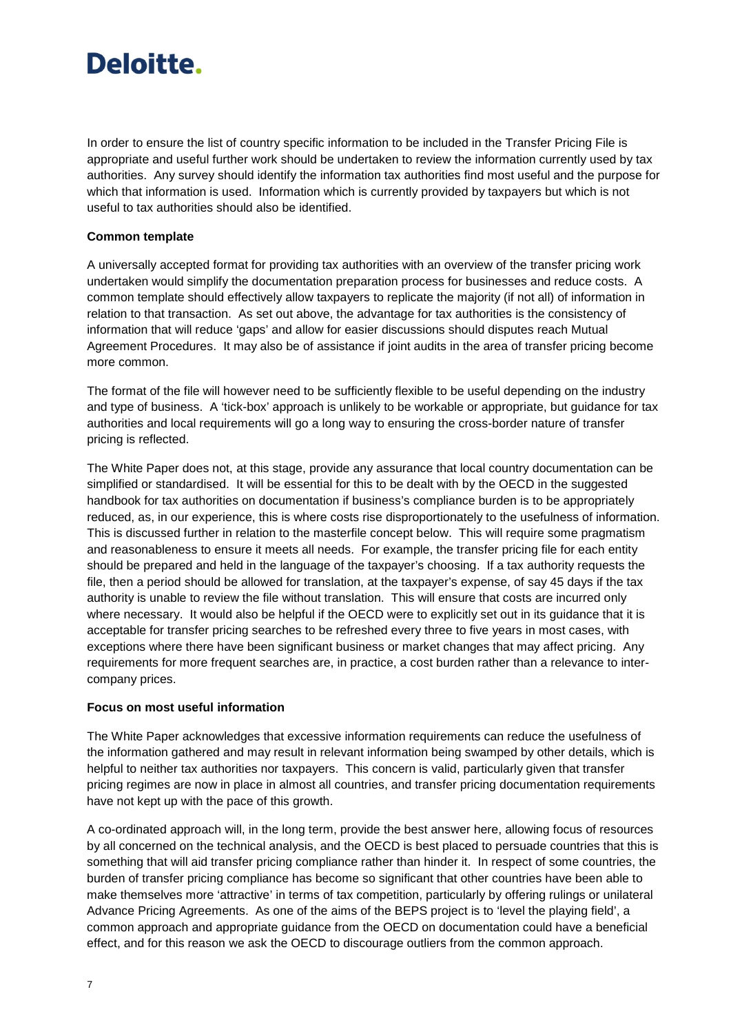In order to ensure the list of country specific information to be included in the Transfer Pricing File is appropriate and useful further work should be undertaken to review the information currently used by tax authorities. Any survey should identify the information tax authorities find most useful and the purpose for which that information is used. Information which is currently provided by taxpayers but which is not useful to tax authorities should also be identified.

**Common template**

A universally accepted format for providing tax authorities with an overview of the transfer pricing work undertaken would simplify the documentation preparation process for businesses and reduce costs. A common template should effectively allow taxpayers to replicate the majority (if not all) of information in relation to that transaction. As set out above, the advantage for tax authorities is the consistency of information that will reduce 'gaps' and allow for easier discussions should disputes reach Mutual Agreement Procedures. It may also be of assistance if joint audits in the area of transfer pricing become more common.

The format of the file will however need to be sufficiently flexible to be useful depending on the industry and type of business. A 'tick-box' approach is unlikely to be workable or appropriate, but guidance for tax authorities and local requirements will go a long way to ensuring the cross-border nature of transfer pricing is reflected.

The White Paper does not, at this stage, provide any assurance that local country documentation can be simplified or standardised. It will be essential for this to be dealt with by the OECD in the suggested handbook for tax authorities on documentation if business's compliance burden is to be appropriately reduced, as, in our experience, this is where costs rise disproportionately to the usefulness of information. This is discussed further in relation to the masterfile concept below. This will require some pragmatism and reasonableness to ensure it meets all needs. For example, the transfer pricing file for each entity should be prepared and held in the language of the taxpayer's choosing. If a tax authority requests the file, then a period should be allowed for translation, at the taxpayer's expense, of say 45 days if the tax authority is unable to review the file without translation. This will ensure that costs are incurred only where necessary. It would also be helpful if the OECD were to explicitly set out in its guidance that it is acceptable for transfer pricing searches to be refreshed every three to five years in most cases, with exceptions where there have been significant business or market changes that may affect pricing. Any requirements for more frequent searches are, in practice, a cost burden rather than a relevance to inter-company prices.

**Focus on most useful information**

The White Paper acknowledges that excessive information requirements can reduce the usefulness of the information gathered and may result in relevant information being swamped by other details, which is helpful to neither tax authorities nor taxpayers. This concern is valid, particularly given that transfer pricing regimes are now in place in almost all countries, and transfer pricing documentation requirements have not kept up with the pace of this growth.

A co-ordinated approach will, in the long term, provide the best answer here, allowing focus of resources by all concerned on the technical analysis, and the OECD is best placed to persuade countries that this is something that will aid transfer pricing compliance rather than hinder it. In respect of some countries, the burden of transfer pricing compliance has become so significant that other countries have been able to make themselves more 'attractive' in terms of tax competition, particularly by offering rulings or unilateral Advance Pricing Agreements. As one of the aims of the BEPS project is to 'level the playing field', a common approach and appropriate guidance from the OECD on documentation could have a beneficial effect, and for this reason we ask the OECD to discourage outliers from the common approach.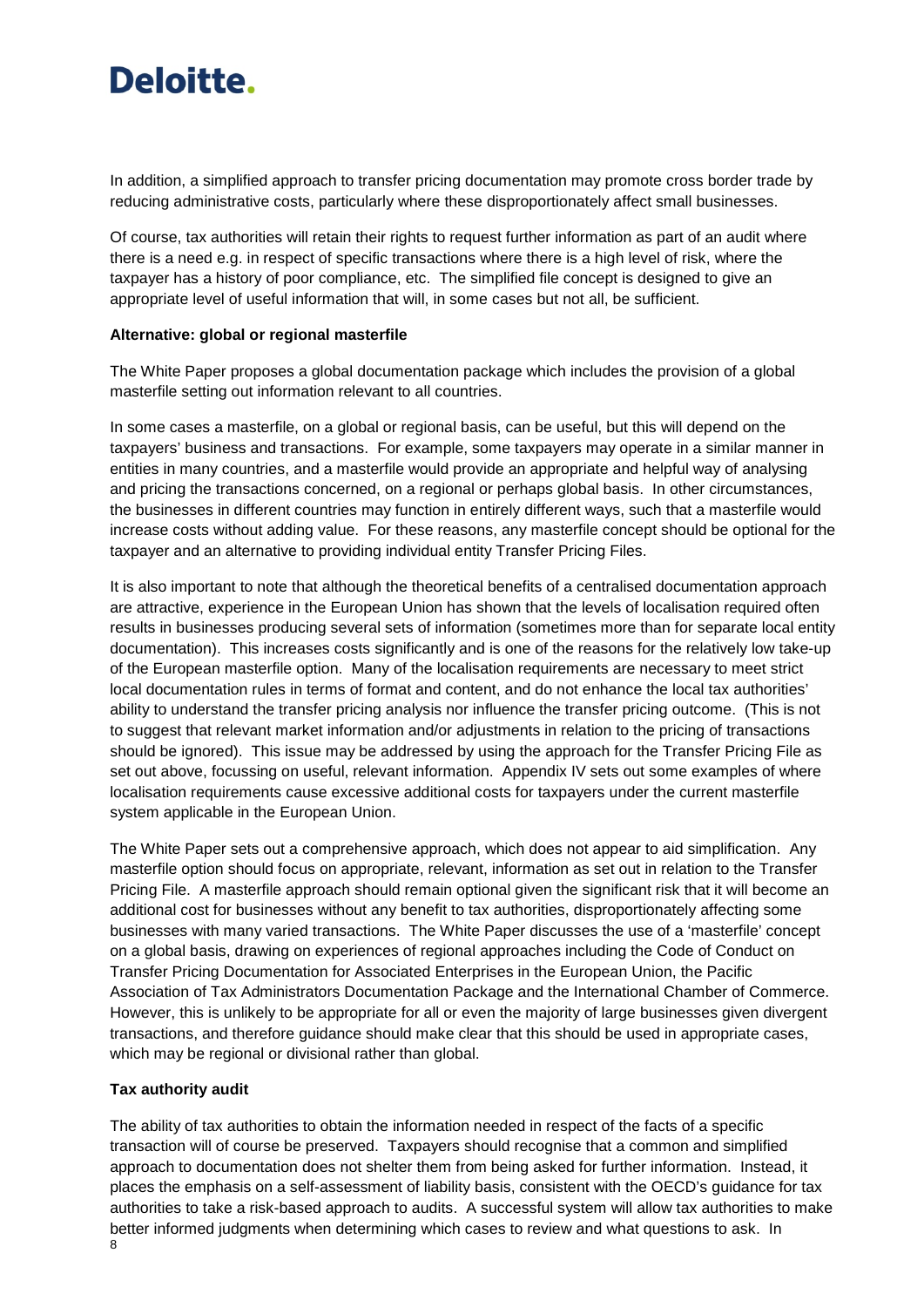In addition, a simplified approach to transfer pricing documentation may promote cross border trade by reducing administrative costs, particularly where these disproportionately affect small businesses.

Of course, tax authorities will retain their rights to request further information as part of an audit where there is a need e.g. in respect of specific transactions where there is a high level of risk, where the taxpayer has a history of poor compliance, etc. The simplified file concept is designed to give an appropriate level of useful information that will, in some cases but not all, be sufficient.

**Alternative: global or regional masterfile**

The White Paper proposes a global documentation package which includes the provision of a global masterfile setting out information relevant to all countries.

In some cases a masterfile, on a global or regional basis, can be useful, but this will depend on the taxpayers' business and transactions. For example, some taxpayers may operate in a similar manner in entities in many countries, and a masterfile would provide an appropriate and helpful way of analysing and pricing the transactions concerned, on a regional or perhaps global basis. In other circumstances, the businesses in different countries may function in entirely different ways, such that a masterfile would increase costs without adding value. For these reasons, any masterfile concept should be optional for the taxpayer and an alternative to providing individual entity Transfer Pricing Files.

It is also important to note that although the theoretical benefits of a centralised documentation approach are attractive, experience in the European Union has shown that the levels of localisation required often results in businesses producing several sets of information (sometimes more than for separate local entity documentation). This increases costs significantly and is one of the reasons for the relatively low take-up of the European masterfile option. Many of the localisation requirements are necessary to meet strict local documentation rules in terms of format and content, and do not enhance the local tax authorities' ability to understand the transfer pricing analysis nor influence the transfer pricing outcome. (This is not to suggest that relevant market information and/or adjustments in relation to the pricing of transactions should be ignored). This issue may be addressed by using the approach for the Transfer Pricing File as set out above, focussing on useful, relevant information. Appendix IV sets out some examples of where localisation requirements cause excessive additional costs for taxpayers under the current masterfile system applicable in the European Union.

The White Paper sets out a comprehensive approach, which does not appear to aid simplification. Any masterfile option should focus on appropriate, relevant, information as set out in relation to the Transfer Pricing File. A masterfile approach should remain optional given the significant risk that it will become an additional cost for businesses without any benefit to tax authorities, disproportionately affecting some businesses with many varied transactions. The White Paper discusses the use of a 'masterfile' concept on a global basis, drawing on experiences of regional approaches including the Code of Conduct on Transfer Pricing Documentation for Associated Enterprises in the European Union, the Pacific Association of Tax Administrators Documentation Package and the International Chamber of Commerce. However, this is unlikely to be appropriate for all or even the majority of large businesses given divergent transactions, and therefore guidance should make clear that this should be used in appropriate cases, which may be regional or divisional rather than global.

**Tax authority audit**

The ability of tax authorities to obtain the information needed in respect of the facts of a specific transaction will of course be preserved. Taxpayers should recognise that a common and simplified approach to documentation does not shelter them from being asked for further information. Instead, it places the emphasis on a self-assessment of liability basis, consistent with the OECD's guidance for tax authorities to take a risk-based approach to audits. A successful system will allow tax authorities to make better informed judgments when determining which cases to review and what questions to ask. In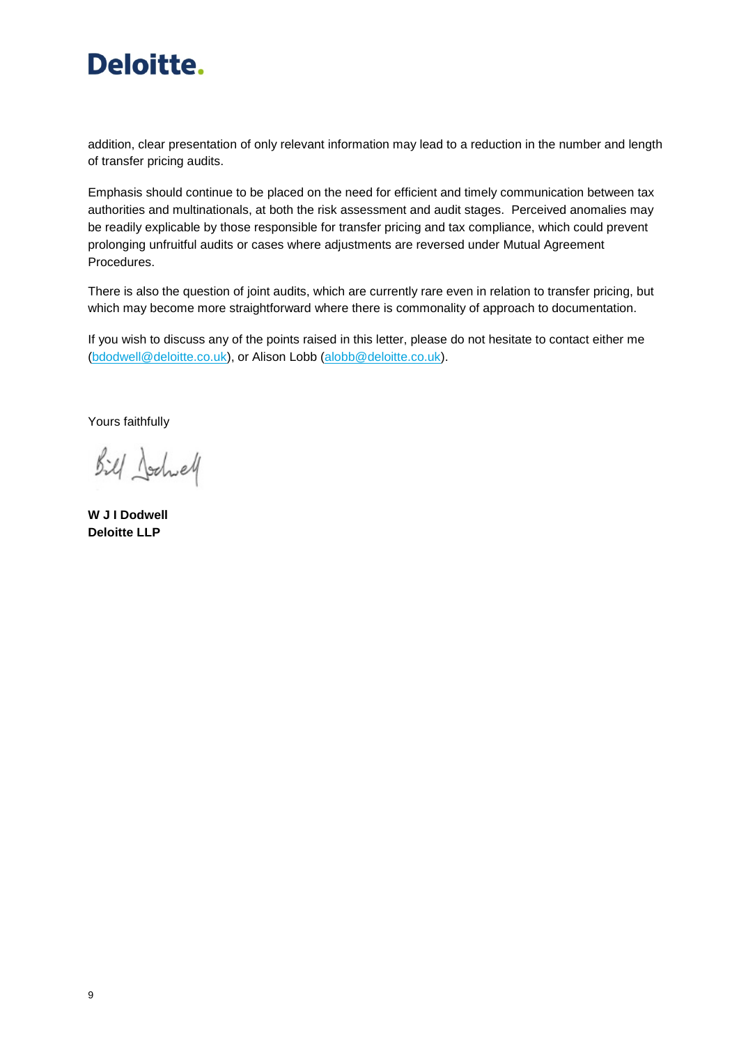addition, clear presentation of only relevant information may lead to a reduction in the number and length of transfer pricing audits.

Emphasis should continue to be placed on the need for efficient and timely communication between tax authorities and multinationals, at both the risk assessment and audit stages. Perceived anomalies may be readily explicable by those responsible for transfer pricing and tax compliance, which could prevent prolonging unfruitful audits or cases where adjustments are reversed under Mutual Agreement Procedures.

There is also the question of joint audits, which are currently rare even in relation to transfer pricing, but which may become more straightforward where there is commonality of approach to documentation.

If you wish to discuss any of the points raised in this letter, please do not hesitate to contact either me (bdodwell@deloitte.co.uk), or Alison Lobb (alobb@deloitte.co.uk).

Yours faithfully

Bill Dodwell

**W J I Dodwell**
**Deloitte LLP**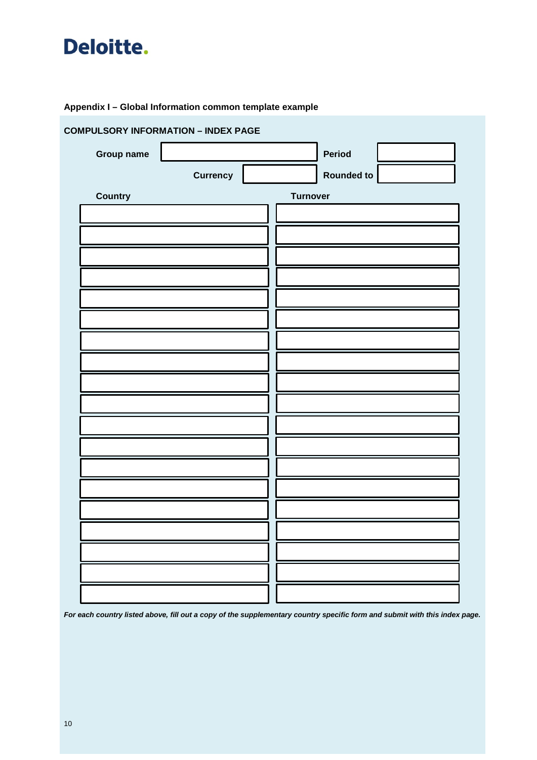**Deloitte.**

**Appendix I – Global Information common template example**

**COMPULSORY INFORMATION – INDEX PAGE**

| **Group name** | | **Period** | |
|---|---|---|---|
| **Currency** | | **Rounded to** | |

| **Country** | **Turnover** |
|---|---|
| | |
| | |
| | |
| | |
| | |
| | |
| | |
| | |
| | |
| | |
| | |
| | |
| | |
| | |
| | |
| | |
| | |
| | |
| | |

***For each country listed above, fill out a copy of the supplementary country specific form and submit with this index page.***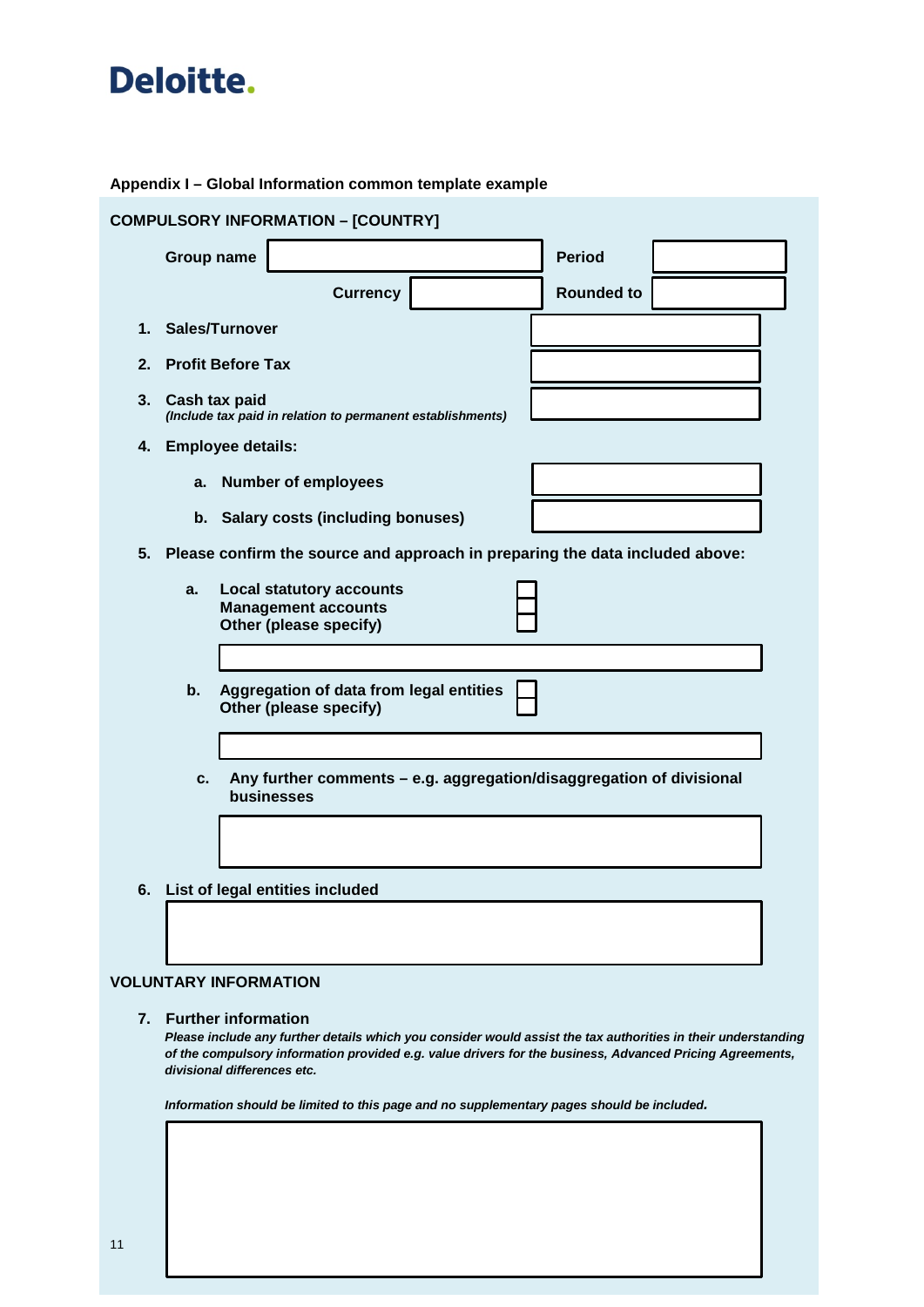Deloitte.

## Appendix I – Global Information common template example

### COMPULSORY INFORMATION – [COUNTRY]

| | | | |
|---|---|---|---|
| **Group name** | | **Period** | |
| **Currency** | | **Rounded to** | |

1. **Sales/Turnover**
2. **Profit Before Tax**
3. **Cash tax paid**
   *(Include tax paid in relation to permanent establishments)*
4. **Employee details:**
   a. **Number of employees**
   b. **Salary costs (including bonuses)**
5. **Please confirm the source and approach in preparing the data included above:**
   a. **Local statutory accounts** ☐
      **Management accounts** ☐
      **Other (please specify)** ☐
   b. **Aggregation of data from legal entities** ☐
      **Other (please specify)** ☐
   c. **Any further comments – e.g. aggregation/disaggregation of divisional businesses**
6. **List of legal entities included**

### VOLUNTARY INFORMATION

7. **Further information**
   ***Please include any further details which you consider would assist the tax authorities in their understanding of the compulsory information provided e.g. value drivers for the business, Advanced Pricing Agreements, divisional differences etc.***

   ***Information should be limited to this page and no supplementary pages should be included.***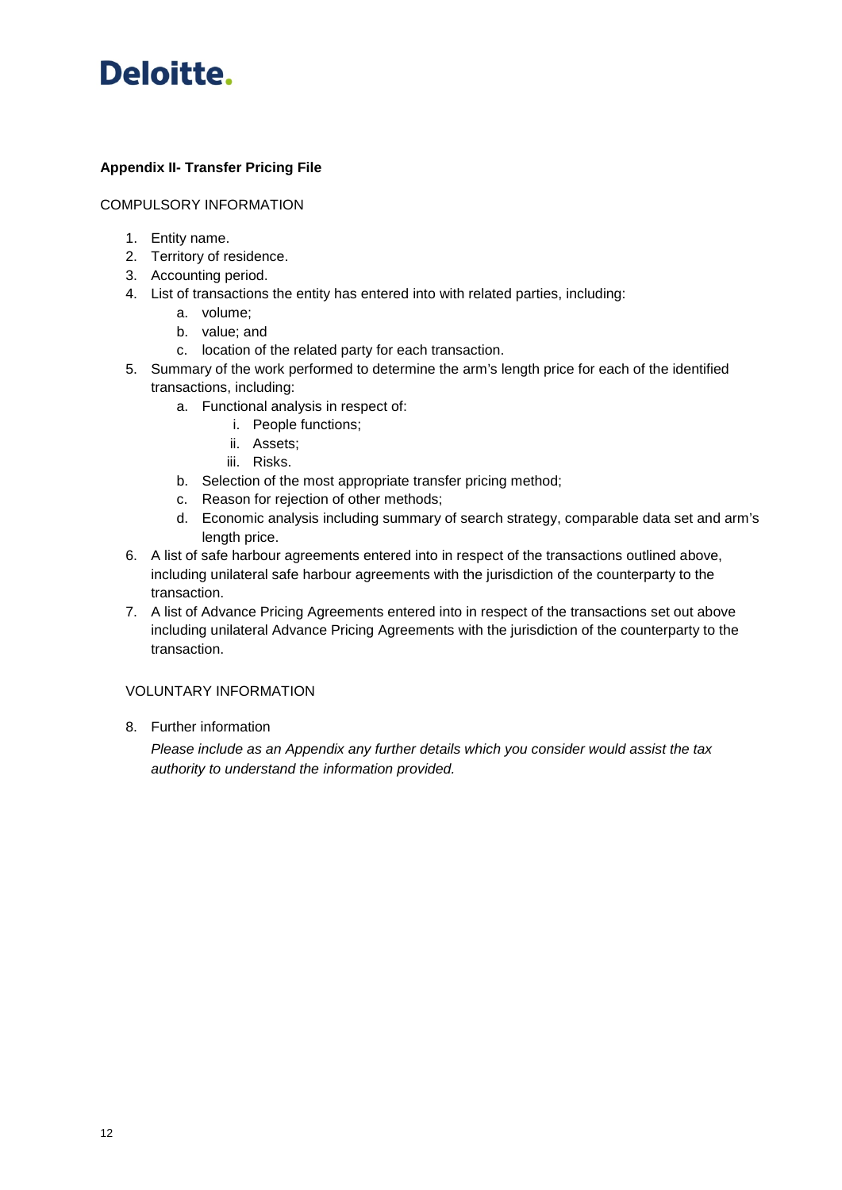**Appendix II- Transfer Pricing File**

COMPULSORY INFORMATION

1. Entity name.
2. Territory of residence.
3. Accounting period.
4. List of transactions the entity has entered into with related parties, including:
    a. volume;
    b. value; and
    c. location of the related party for each transaction.
5. Summary of the work performed to determine the arm's length price for each of the identified transactions, including:
    a. Functional analysis in respect of:
        i. People functions;
        ii. Assets;
        iii. Risks.
    b. Selection of the most appropriate transfer pricing method;
    c. Reason for rejection of other methods;
    d. Economic analysis including summary of search strategy, comparable data set and arm's length price.
6. A list of safe harbour agreements entered into in respect of the transactions outlined above, including unilateral safe harbour agreements with the jurisdiction of the counterparty to the transaction.
7. A list of Advance Pricing Agreements entered into in respect of the transactions set out above including unilateral Advance Pricing Agreements with the jurisdiction of the counterparty to the transaction.

VOLUNTARY INFORMATION

8. Further information

    *Please include as an Appendix any further details which you consider would assist the tax authority to understand the information provided.*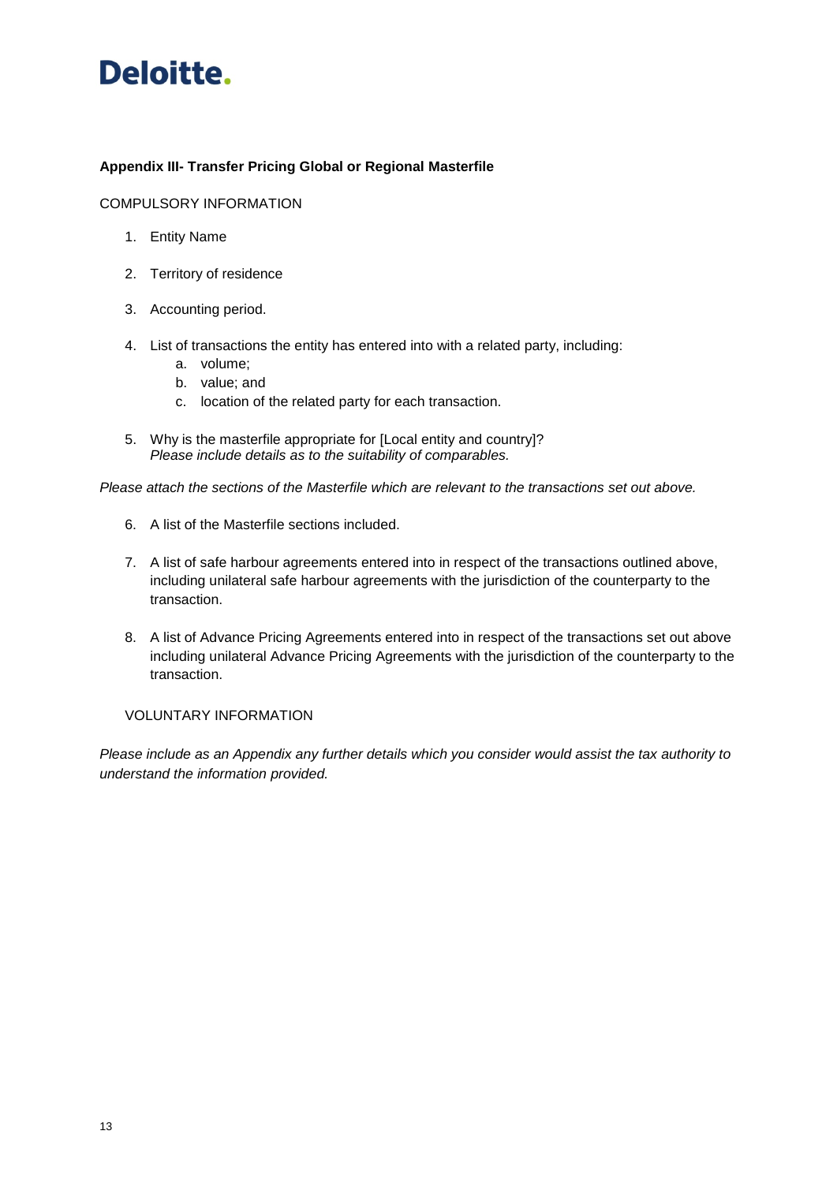**Appendix III- Transfer Pricing Global or Regional Masterfile**

COMPULSORY INFORMATION

1. Entity Name
2. Territory of residence
3. Accounting period.
4. List of transactions the entity has entered into with a related party, including:
   a. volume;
   b. value; and
   c. location of the related party for each transaction.
5. Why is the masterfile appropriate for [Local entity and country]?
   *Please include details as to the suitability of comparables.*

*Please attach the sections of the Masterfile which are relevant to the transactions set out above.*

6. A list of the Masterfile sections included.
7. A list of safe harbour agreements entered into in respect of the transactions outlined above, including unilateral safe harbour agreements with the jurisdiction of the counterparty to the transaction.
8. A list of Advance Pricing Agreements entered into in respect of the transactions set out above including unilateral Advance Pricing Agreements with the jurisdiction of the counterparty to the transaction.

VOLUNTARY INFORMATION

*Please include as an Appendix any further details which you consider would assist the tax authority to understand the information provided.*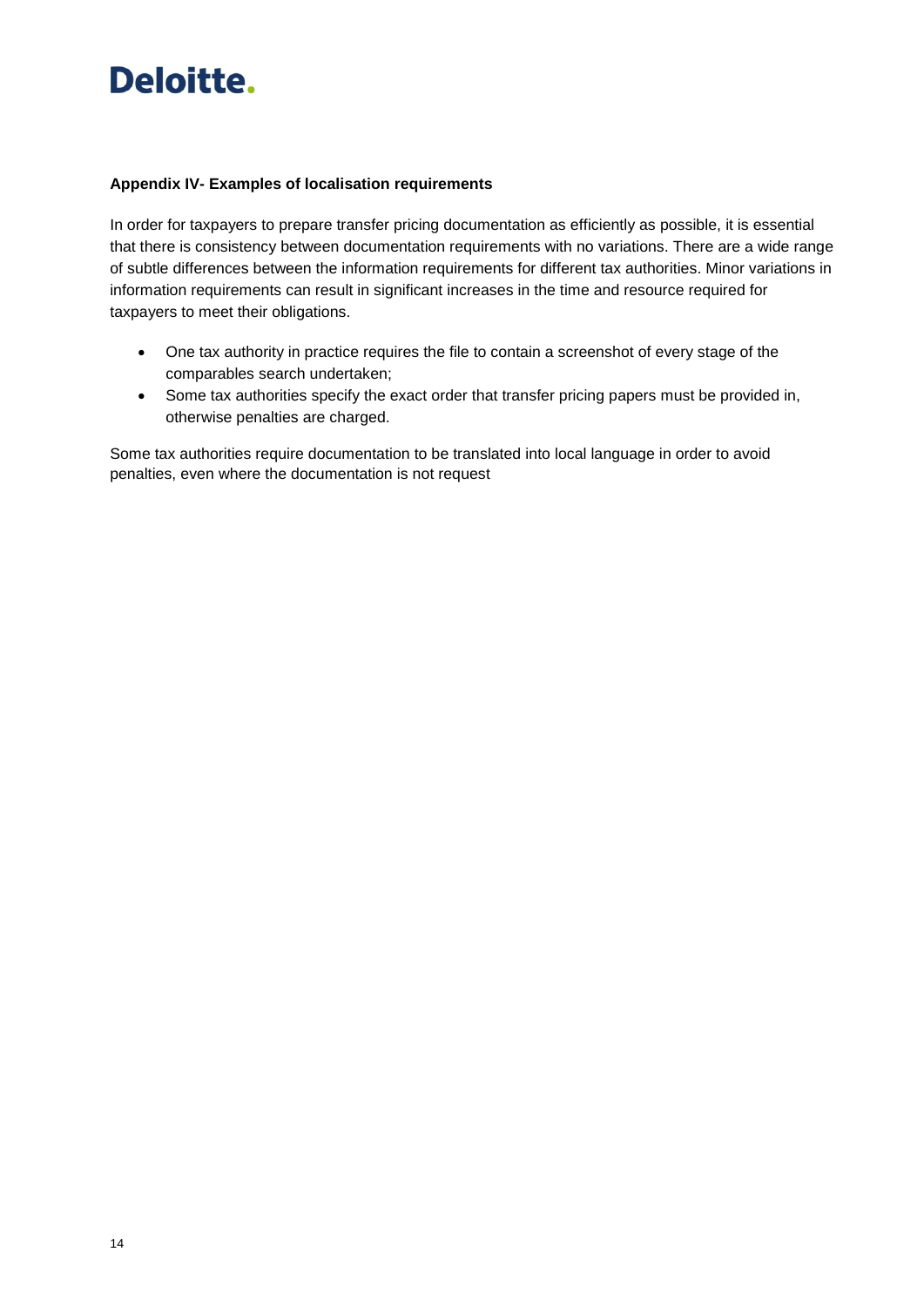**Appendix IV- Examples of localisation requirements**

In order for taxpayers to prepare transfer pricing documentation as efficiently as possible, it is essential that there is consistency between documentation requirements with no variations. There are a wide range of subtle differences between the information requirements for different tax authorities. Minor variations in information requirements can result in significant increases in the time and resource required for taxpayers to meet their obligations.

- One tax authority in practice requires the file to contain a screenshot of every stage of the comparables search undertaken;
- Some tax authorities specify the exact order that transfer pricing papers must be provided in, otherwise penalties are charged.

Some tax authorities require documentation to be translated into local language in order to avoid penalties, even where the documentation is not request